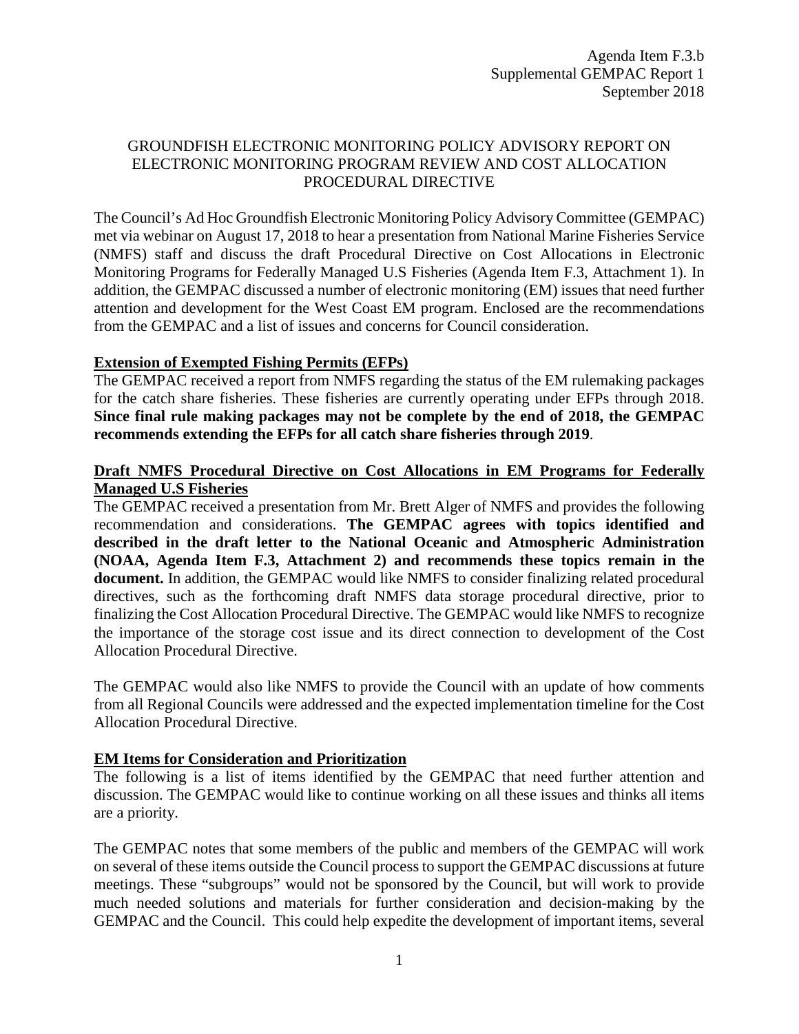Agenda Item F.3.b
Supplemental GEMPAC Report 1
September 2018

# GROUNDFISH ELECTRONIC MONITORING POLICY ADVISORY REPORT ON ELECTRONIC MONITORING PROGRAM REVIEW AND COST ALLOCATION PROCEDURAL DIRECTIVE

The Council's Ad Hoc Groundfish Electronic Monitoring Policy Advisory Committee (GEMPAC) met via webinar on August 17, 2018 to hear a presentation from National Marine Fisheries Service (NMFS) staff and discuss the draft Procedural Directive on Cost Allocations in Electronic Monitoring Programs for Federally Managed U.S Fisheries (Agenda Item F.3, Attachment 1). In addition, the GEMPAC discussed a number of electronic monitoring (EM) issues that need further attention and development for the West Coast EM program. Enclosed are the recommendations from the GEMPAC and a list of issues and concerns for Council consideration.

## Extension of Exempted Fishing Permits (EFPs)

The GEMPAC received a report from NMFS regarding the status of the EM rulemaking packages for the catch share fisheries. These fisheries are currently operating under EFPs through 2018. **Since final rule making packages may not be complete by the end of 2018, the GEMPAC recommends extending the EFPs for all catch share fisheries through 2019**.

## Draft NMFS Procedural Directive on Cost Allocations in EM Programs for Federally Managed U.S Fisheries

The GEMPAC received a presentation from Mr. Brett Alger of NMFS and provides the following recommendation and considerations. **The GEMPAC agrees with topics identified and described in the draft letter to the National Oceanic and Atmospheric Administration (NOAA, Agenda Item F.3, Attachment 2) and recommends these topics remain in the document.** In addition, the GEMPAC would like NMFS to consider finalizing related procedural directives, such as the forthcoming draft NMFS data storage procedural directive, prior to finalizing the Cost Allocation Procedural Directive. The GEMPAC would like NMFS to recognize the importance of the storage cost issue and its direct connection to development of the Cost Allocation Procedural Directive.

The GEMPAC would also like NMFS to provide the Council with an update of how comments from all Regional Councils were addressed and the expected implementation timeline for the Cost Allocation Procedural Directive.

## EM Items for Consideration and Prioritization

The following is a list of items identified by the GEMPAC that need further attention and discussion. The GEMPAC would like to continue working on all these issues and thinks all items are a priority.

The GEMPAC notes that some members of the public and members of the GEMPAC will work on several of these items outside the Council process to support the GEMPAC discussions at future meetings. These "subgroups" would not be sponsored by the Council, but will work to provide much needed solutions and materials for further consideration and decision-making by the GEMPAC and the Council. This could help expedite the development of important items, several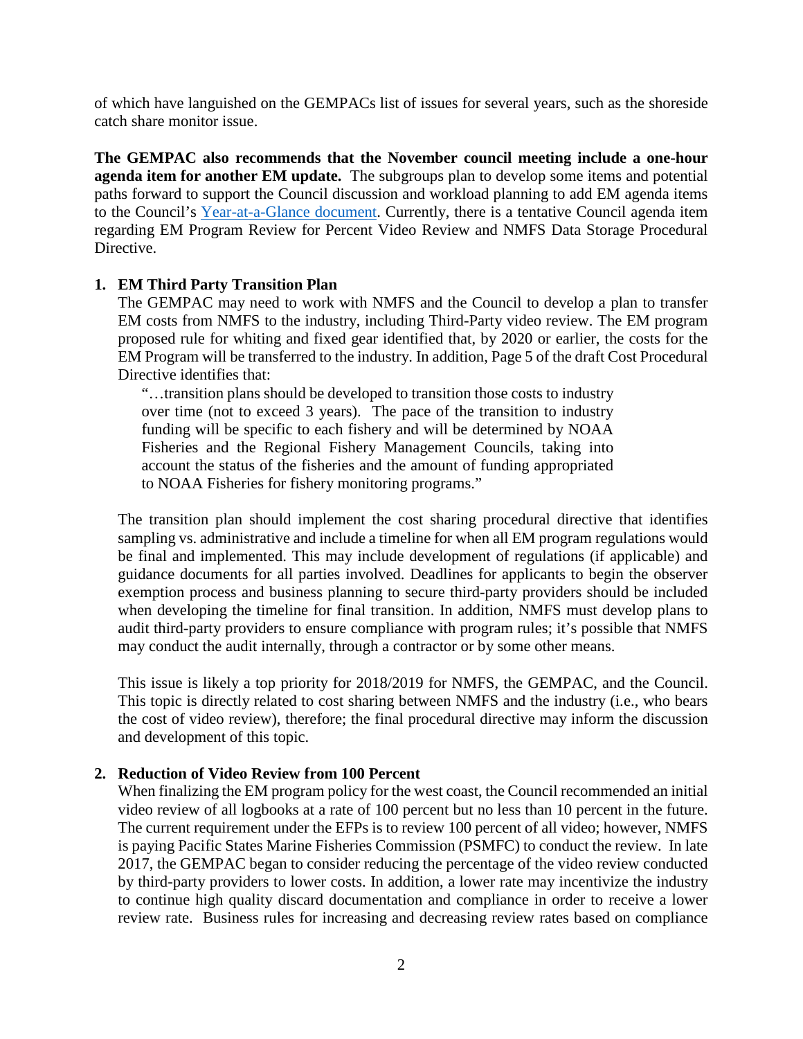of which have languished on the GEMPACs list of issues for several years, such as the shoreside catch share monitor issue.

**The GEMPAC also recommends that the November council meeting include a one-hour agenda item for another EM update.** The subgroups plan to develop some items and potential paths forward to support the Council discussion and workload planning to add EM agenda items to the Council's [Year-at-a-Glance document](). Currently, there is a tentative Council agenda item regarding EM Program Review for Percent Video Review and NMFS Data Storage Procedural Directive.

1. **EM Third Party Transition Plan**

   The GEMPAC may need to work with NMFS and the Council to develop a plan to transfer EM costs from NMFS to the industry, including Third-Party video review. The EM program proposed rule for whiting and fixed gear identified that, by 2020 or earlier, the costs for the EM Program will be transferred to the industry. In addition, Page 5 of the draft Cost Procedural Directive identifies that:

   > "…transition plans should be developed to transition those costs to industry over time (not to exceed 3 years). The pace of the transition to industry funding will be specific to each fishery and will be determined by NOAA Fisheries and the Regional Fishery Management Councils, taking into account the status of the fisheries and the amount of funding appropriated to NOAA Fisheries for fishery monitoring programs."

   The transition plan should implement the cost sharing procedural directive that identifies sampling vs. administrative and include a timeline for when all EM program regulations would be final and implemented. This may include development of regulations (if applicable) and guidance documents for all parties involved. Deadlines for applicants to begin the observer exemption process and business planning to secure third-party providers should be included when developing the timeline for final transition. In addition, NMFS must develop plans to audit third-party providers to ensure compliance with program rules; it's possible that NMFS may conduct the audit internally, through a contractor or by some other means.

   This issue is likely a top priority for 2018/2019 for NMFS, the GEMPAC, and the Council. This topic is directly related to cost sharing between NMFS and the industry (i.e., who bears the cost of video review), therefore; the final procedural directive may inform the discussion and development of this topic.

2. **Reduction of Video Review from 100 Percent**

   When finalizing the EM program policy for the west coast, the Council recommended an initial video review of all logbooks at a rate of 100 percent but no less than 10 percent in the future. The current requirement under the EFPs is to review 100 percent of all video; however, NMFS is paying Pacific States Marine Fisheries Commission (PSMFC) to conduct the review. In late 2017, the GEMPAC began to consider reducing the percentage of the video review conducted by third-party providers to lower costs. In addition, a lower rate may incentivize the industry to continue high quality discard documentation and compliance in order to receive a lower review rate. Business rules for increasing and decreasing review rates based on compliance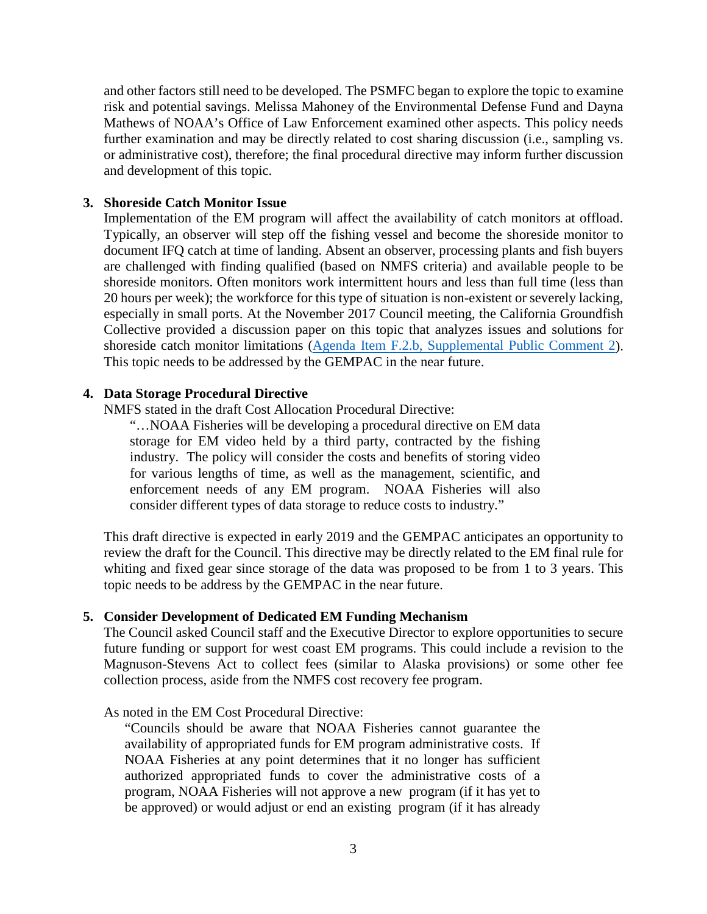and other factors still need to be developed. The PSMFC began to explore the topic to examine risk and potential savings. Melissa Mahoney of the Environmental Defense Fund and Dayna Mathews of NOAA's Office of Law Enforcement examined other aspects. This policy needs further examination and may be directly related to cost sharing discussion (i.e., sampling vs. or administrative cost), therefore; the final procedural directive may inform further discussion and development of this topic.

**3. Shoreside Catch Monitor Issue**

Implementation of the EM program will affect the availability of catch monitors at offload. Typically, an observer will step off the fishing vessel and become the shoreside monitor to document IFQ catch at time of landing. Absent an observer, processing plants and fish buyers are challenged with finding qualified (based on NMFS criteria) and available people to be shoreside monitors. Often monitors work intermittent hours and less than full time (less than 20 hours per week); the workforce for this type of situation is non-existent or severely lacking, especially in small ports. At the November 2017 Council meeting, the California Groundfish Collective provided a discussion paper on this topic that analyzes issues and solutions for shoreside catch monitor limitations (Agenda Item F.2.b, Supplemental Public Comment 2). This topic needs to be addressed by the GEMPAC in the near future.

**4. Data Storage Procedural Directive**

NMFS stated in the draft Cost Allocation Procedural Directive:

> "…NOAA Fisheries will be developing a procedural directive on EM data storage for EM video held by a third party, contracted by the fishing industry. The policy will consider the costs and benefits of storing video for various lengths of time, as well as the management, scientific, and enforcement needs of any EM program. NOAA Fisheries will also consider different types of data storage to reduce costs to industry."

This draft directive is expected in early 2019 and the GEMPAC anticipates an opportunity to review the draft for the Council. This directive may be directly related to the EM final rule for whiting and fixed gear since storage of the data was proposed to be from 1 to 3 years. This topic needs to be address by the GEMPAC in the near future.

**5. Consider Development of Dedicated EM Funding Mechanism**

The Council asked Council staff and the Executive Director to explore opportunities to secure future funding or support for west coast EM programs. This could include a revision to the Magnuson-Stevens Act to collect fees (similar to Alaska provisions) or some other fee collection process, aside from the NMFS cost recovery fee program.

As noted in the EM Cost Procedural Directive:

> "Councils should be aware that NOAA Fisheries cannot guarantee the availability of appropriated funds for EM program administrative costs. If NOAA Fisheries at any point determines that it no longer has sufficient authorized appropriated funds to cover the administrative costs of a program, NOAA Fisheries will not approve a new program (if it has yet to be approved) or would adjust or end an existing program (if it has already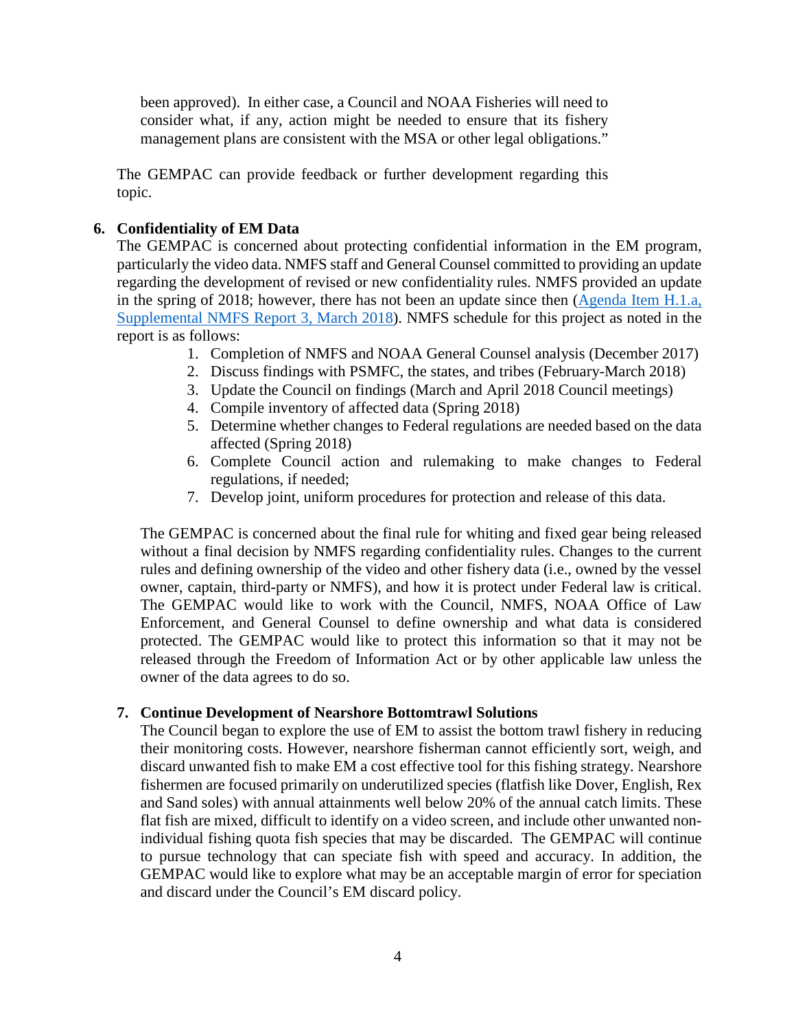been approved). In either case, a Council and NOAA Fisheries will need to consider what, if any, action might be needed to ensure that its fishery management plans are consistent with the MSA or other legal obligations."

The GEMPAC can provide feedback or further development regarding this topic.

**6. Confidentiality of EM Data**

The GEMPAC is concerned about protecting confidential information in the EM program, particularly the video data. NMFS staff and General Counsel committed to providing an update regarding the development of revised or new confidentiality rules. NMFS provided an update in the spring of 2018; however, there has not been an update since then (Agenda Item H.1.a, Supplemental NMFS Report 3, March 2018). NMFS schedule for this project as noted in the report is as follows:

1. Completion of NMFS and NOAA General Counsel analysis (December 2017)
2. Discuss findings with PSMFC, the states, and tribes (February-March 2018)
3. Update the Council on findings (March and April 2018 Council meetings)
4. Compile inventory of affected data (Spring 2018)
5. Determine whether changes to Federal regulations are needed based on the data affected (Spring 2018)
6. Complete Council action and rulemaking to make changes to Federal regulations, if needed;
7. Develop joint, uniform procedures for protection and release of this data.

The GEMPAC is concerned about the final rule for whiting and fixed gear being released without a final decision by NMFS regarding confidentiality rules. Changes to the current rules and defining ownership of the video and other fishery data (i.e., owned by the vessel owner, captain, third-party or NMFS), and how it is protect under Federal law is critical. The GEMPAC would like to work with the Council, NMFS, NOAA Office of Law Enforcement, and General Counsel to define ownership and what data is considered protected. The GEMPAC would like to protect this information so that it may not be released through the Freedom of Information Act or by other applicable law unless the owner of the data agrees to do so.

**7. Continue Development of Nearshore Bottomtrawl Solutions**

The Council began to explore the use of EM to assist the bottom trawl fishery in reducing their monitoring costs. However, nearshore fisherman cannot efficiently sort, weigh, and discard unwanted fish to make EM a cost effective tool for this fishing strategy. Nearshore fishermen are focused primarily on underutilized species (flatfish like Dover, English, Rex and Sand soles) with annual attainments well below 20% of the annual catch limits. These flat fish are mixed, difficult to identify on a video screen, and include other unwanted non-individual fishing quota fish species that may be discarded. The GEMPAC will continue to pursue technology that can speciate fish with speed and accuracy. In addition, the GEMPAC would like to explore what may be an acceptable margin of error for speciation and discard under the Council's EM discard policy.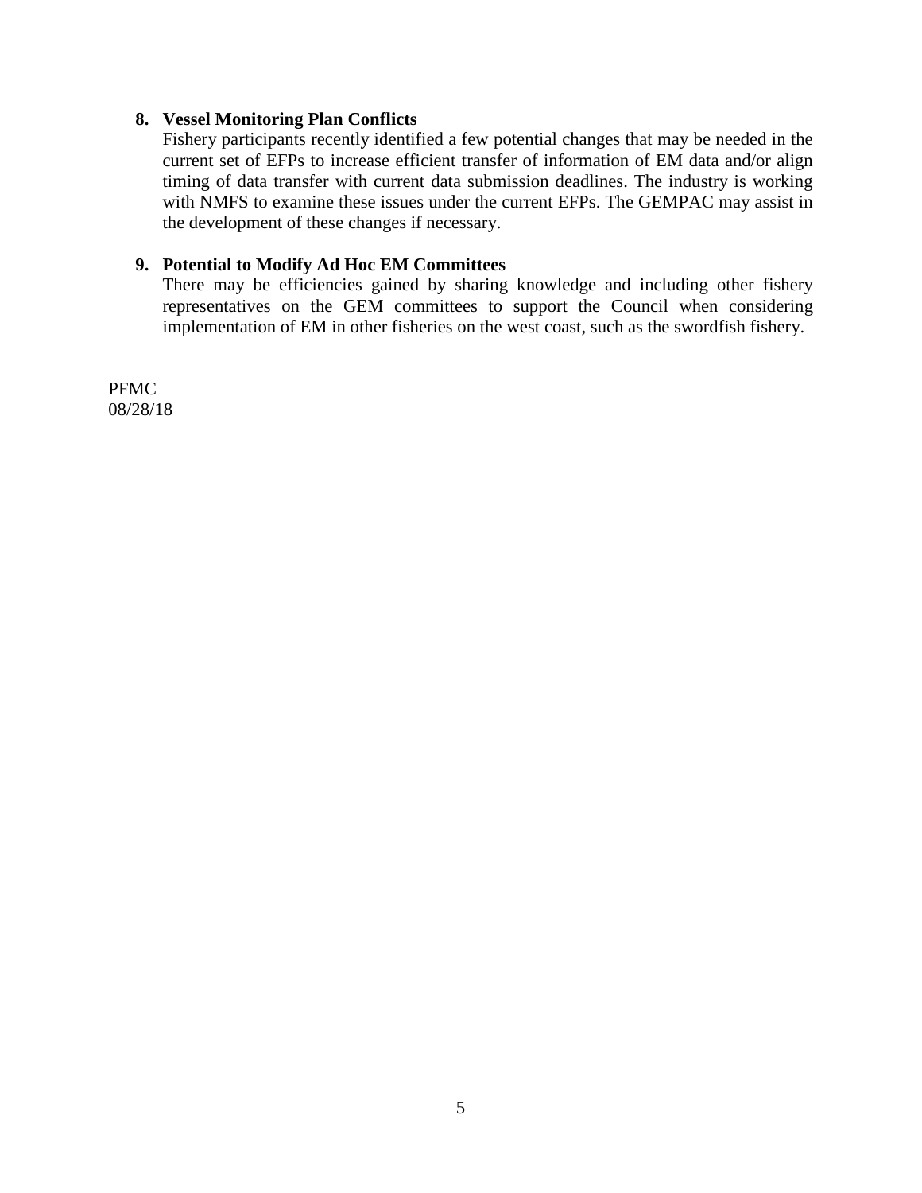8. **Vessel Monitoring Plan Conflicts**
   Fishery participants recently identified a few potential changes that may be needed in the current set of EFPs to increase efficient transfer of information of EM data and/or align timing of data transfer with current data submission deadlines. The industry is working with NMFS to examine these issues under the current EFPs. The GEMPAC may assist in the development of these changes if necessary.

9. **Potential to Modify Ad Hoc EM Committees**
   There may be efficiencies gained by sharing knowledge and including other fishery representatives on the GEM committees to support the Council when considering implementation of EM in other fisheries on the west coast, such as the swordfish fishery.

PFMC
08/28/18